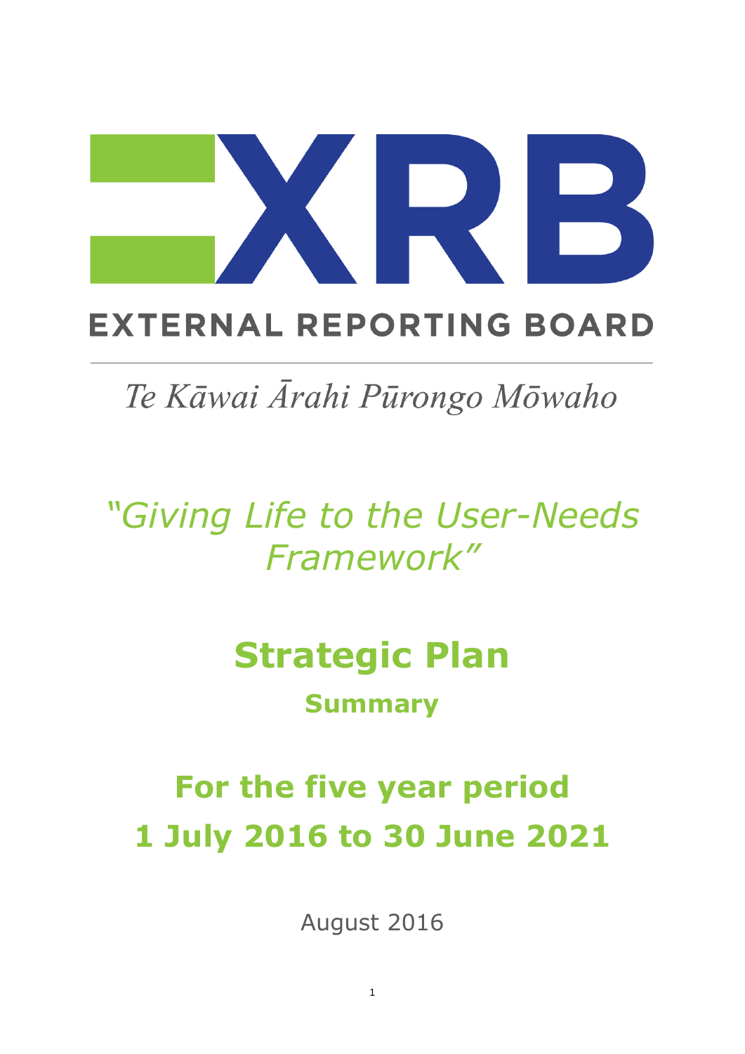# EXTERNAL REPORTING BOARD

*Te Kāwai Ārahi Pūrongo Mōwaho*

## *"Giving Life to the User-Needs Framework"*

# Strategic Plan

### Summary

## For the five year period 1 July 2016 to 30 June 2021

August 2016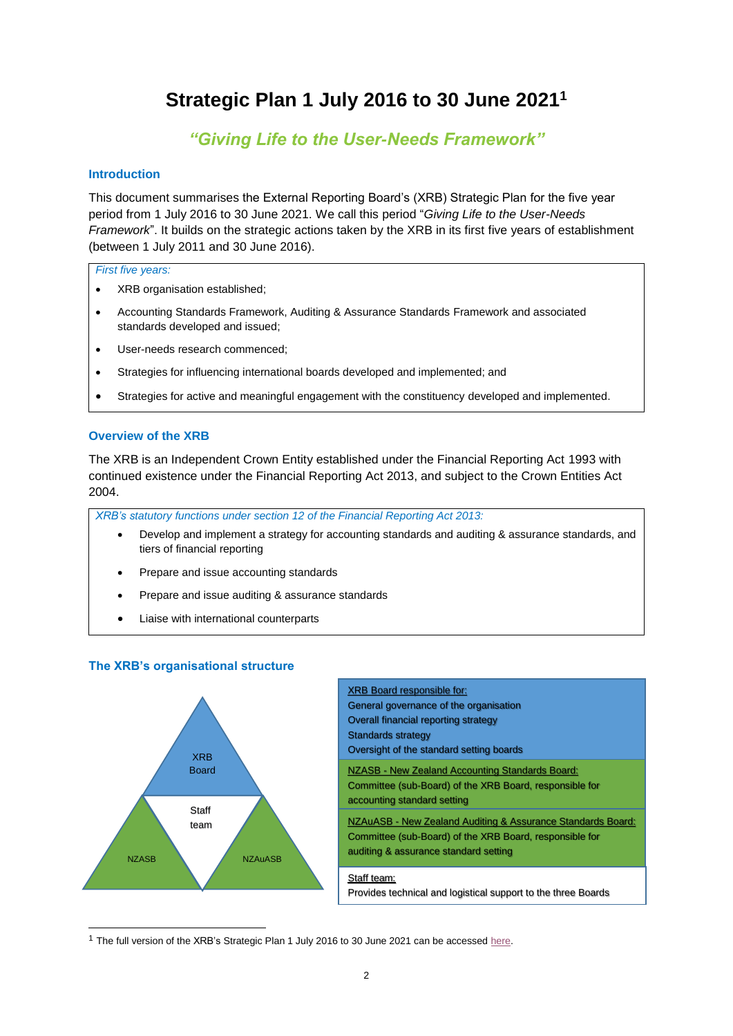# Strategic Plan 1 July 2016 to 30 June 2021[1]

## *"Giving Life to the User-Needs Framework"*

### Introduction

This document summarises the External Reporting Board's (XRB) Strategic Plan for the five year period from 1 July 2016 to 30 June 2021. We call this period "*Giving Life to the User-Needs Framework*". It builds on the strategic actions taken by the XRB in its first five years of establishment (between 1 July 2011 and 30 June 2016).

*First five years:*

- XRB organisation established;
- Accounting Standards Framework, Auditing & Assurance Standards Framework and associated standards developed and issued;
- User-needs research commenced;
- Strategies for influencing international boards developed and implemented; and
- Strategies for active and meaningful engagement with the constituency developed and implemented.

### Overview of the XRB

The XRB is an Independent Crown Entity established under the Financial Reporting Act 1993 with continued existence under the Financial Reporting Act 2013, and subject to the Crown Entities Act 2004.

*XRB's statutory functions under section 12 of the Financial Reporting Act 2013:*

- Develop and implement a strategy for accounting standards and auditing & assurance standards, and tiers of financial reporting
- Prepare and issue accounting standards
- Prepare and issue auditing & assurance standards
- Liaise with international counterparts

### The XRB's organisational structure

XRB Board

Staff team

NZASB

NZAuASB

XRB Board responsible for:
General governance of the organisation
Overall financial reporting strategy
Standards strategy
Oversight of the standard setting boards

NZASB - New Zealand Accounting Standards Board:
Committee (sub-Board) of the XRB Board, responsible for accounting standard setting

NZAuASB - New Zealand Auditing & Assurance Standards Board:
Committee (sub-Board) of the XRB Board, responsible for auditing & assurance standard setting

Staff team:
Provides technical and logistical support to the three Boards

---

[1] The full version of the XRB's Strategic Plan 1 July 2016 to 30 June 2021 can be accessed here.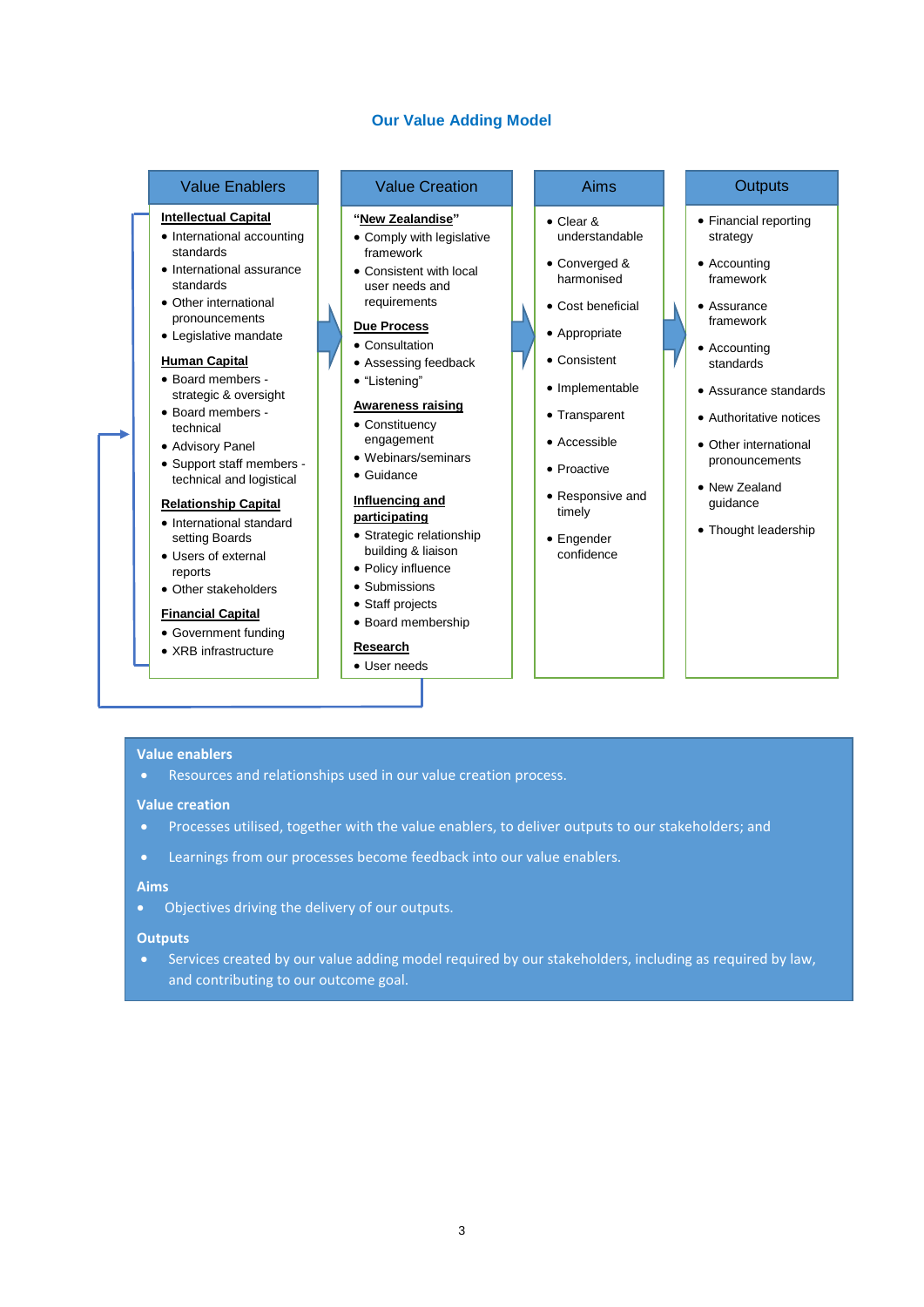## Our Value Adding Model

### Value Enablers

**Intellectual Capital**
- International accounting standards
- International assurance standards
- Other international pronouncements
- Legislative mandate

**Human Capital**
- Board members - strategic & oversight
- Board members - technical
- Advisory Panel
- Support staff members - technical and logistical

**Relationship Capital**
- International standard setting Boards
- Users of external reports
- Other stakeholders

**Financial Capital**
- Government funding
- XRB infrastructure

### Value Creation

**"New Zealandise"**
- Comply with legislative framework
- Consistent with local user needs and requirements

**Due Process**
- Consultation
- Assessing feedback
- "Listening"

**Awareness raising**
- Constituency engagement
- Webinars/seminars
- Guidance

**Influencing and participating**
- Strategic relationship building & liaison
- Policy influence
- Submissions
- Staff projects
- Board membership

**Research**
- User needs

### Aims

- Clear & understandable
- Converged & harmonised
- Cost beneficial
- Appropriate
- Consistent
- Implementable
- Transparent
- Accessible
- Proactive
- Responsive and timely
- Engender confidence

### Outputs

- Financial reporting strategy
- Accounting framework
- Assurance framework
- Accounting standards
- Assurance standards
- Authoritative notices
- Other international pronouncements
- New Zealand guidance
- Thought leadership

**Value enablers**
- Resources and relationships used in our value creation process.

**Value creation**
- Processes utilised, together with the value enablers, to deliver outputs to our stakeholders; and
- Learnings from our processes become feedback into our value enablers.

**Aims**
- Objectives driving the delivery of our outputs.

**Outputs**
- Services created by our value adding model required by our stakeholders, including as required by law, and contributing to our outcome goal.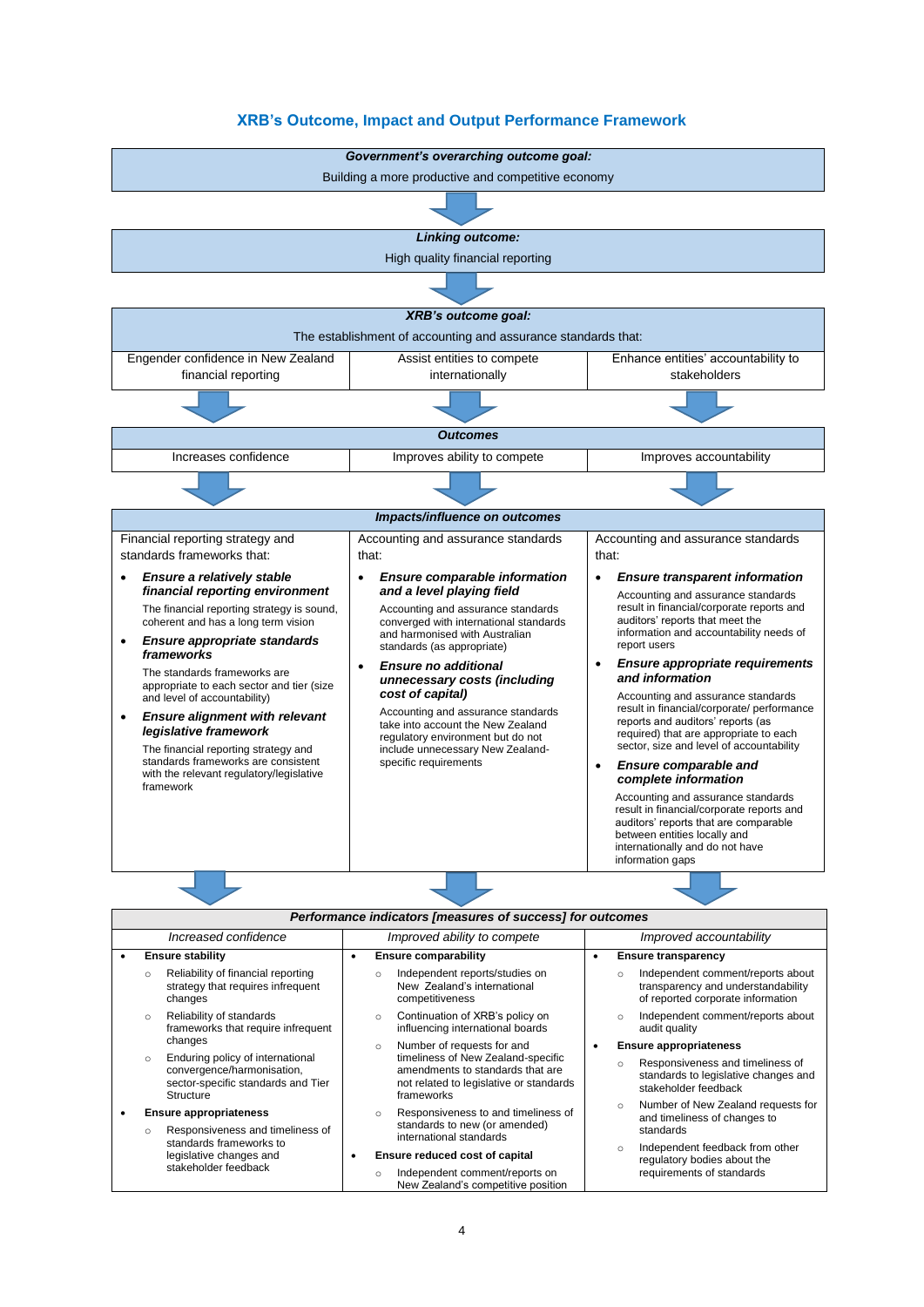# XRB's Outcome, Impact and Output Performance Framework

***Government's overarching outcome goal:***

Building a more productive and competitive economy

***Linking outcome:***

High quality financial reporting

***XRB's outcome goal:***

The establishment of accounting and assurance standards that:

| Engender confidence in New Zealand financial reporting | Assist entities to compete internationally | Enhance entities' accountability to stakeholders |
|---|---|---|

***Outcomes***

| Increases confidence | Improves ability to compete | Improves accountability |
|---|---|---|

***Impacts/influence on outcomes***

| Financial reporting strategy and standards frameworks that: | Accounting and assurance standards that: | Accounting and assurance standards that: |
|---|---|---|
| • ***Ensure a relatively stable financial reporting environment*** The financial reporting strategy is sound, coherent and has a long term vision<br>• ***Ensure appropriate standards frameworks*** The standards frameworks are appropriate to each sector and tier (size and level of accountability)<br>• ***Ensure alignment with relevant legislative framework*** The financial reporting strategy and standards frameworks are consistent with the relevant regulatory/legislative framework | • ***Ensure comparable information and a level playing field*** Accounting and assurance standards converged with international standards and harmonised with Australian standards (as appropriate)<br>• ***Ensure no additional unnecessary costs (including cost of capital)*** Accounting and assurance standards take into account the New Zealand regulatory environment but do not include unnecessary New Zealand-specific requirements | • ***Ensure transparent information*** Accounting and assurance standards result in financial/corporate reports and auditors' reports that meet the information and accountability needs of report users<br>• ***Ensure appropriate requirements and information*** Accounting and assurance standards result in financial/corporate/ performance reports and auditors' reports (as required) that are appropriate to each sector, size and level of accountability<br>• ***Ensure comparable and complete information*** Accounting and assurance standards result in financial/corporate reports and auditors' reports that are comparable between entities locally and internationally and do not have information gaps |

***Performance indicators [measures of success] for outcomes***

| *Increased confidence* | *Improved ability to compete* | *Improved accountability* |
|---|---|---|
| • **Ensure stability**<br>○ Reliability of financial reporting strategy that requires infrequent changes<br>○ Reliability of standards frameworks that require infrequent changes<br>○ Enduring policy of international convergence/harmonisation, sector-specific standards and Tier Structure<br>• **Ensure appropriateness**<br>○ Responsiveness and timeliness of standards frameworks to legislative changes and stakeholder feedback | • **Ensure comparability**<br>○ Independent reports/studies on New Zealand's international competitiveness<br>○ Continuation of XRB's policy on influencing international boards<br>○ Number of requests for and timeliness of New Zealand-specific amendments to standards that are not related to legislative or standards frameworks<br>○ Responsiveness to and timeliness of standards to new (or amended) international standards<br>• **Ensure reduced cost of capital**<br>○ Independent comment/reports on New Zealand's competitive position | • **Ensure transparency**<br>○ Independent comment/reports about transparency and understandability of reported corporate information<br>○ Independent comment/reports about audit quality<br>• **Ensure appropriateness**<br>○ Responsiveness and timeliness of standards to legislative changes and stakeholder feedback<br>○ Number of New Zealand requests for and timeliness of changes to standards<br>○ Independent feedback from other regulatory bodies about the requirements of standards |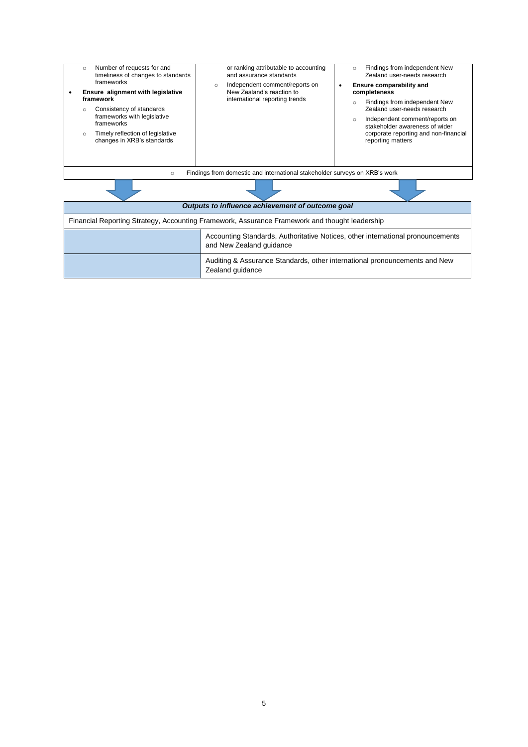| | | |
|---|---|---|
| ○ Number of requests for and timeliness of changes to standards frameworks<br>• **Ensure alignment with legislative framework**<br>○ Consistency of standards frameworks with legislative frameworks<br>○ Timely reflection of legislative changes in XRB's standards | or ranking attributable to accounting and assurance standards<br>○ Independent comment/reports on New Zealand's reaction to international reporting trends | ○ Findings from independent New Zealand user-needs research<br>• **Ensure comparability and completeness**<br>○ Findings from independent New Zealand user-needs research<br>○ Independent comment/reports on stakeholder awareness of wider corporate reporting and non-financial reporting matters |
| ○ Findings from domestic and international stakeholder surveys on XRB's work | | |

| ***Outputs to influence achievement of outcome goal*** | |
|---|---|
| Financial Reporting Strategy, Accounting Framework, Assurance Framework and thought leadership | |
| | Accounting Standards, Authoritative Notices, other international pronouncements and New Zealand guidance |
| | Auditing & Assurance Standards, other international pronouncements and New Zealand guidance |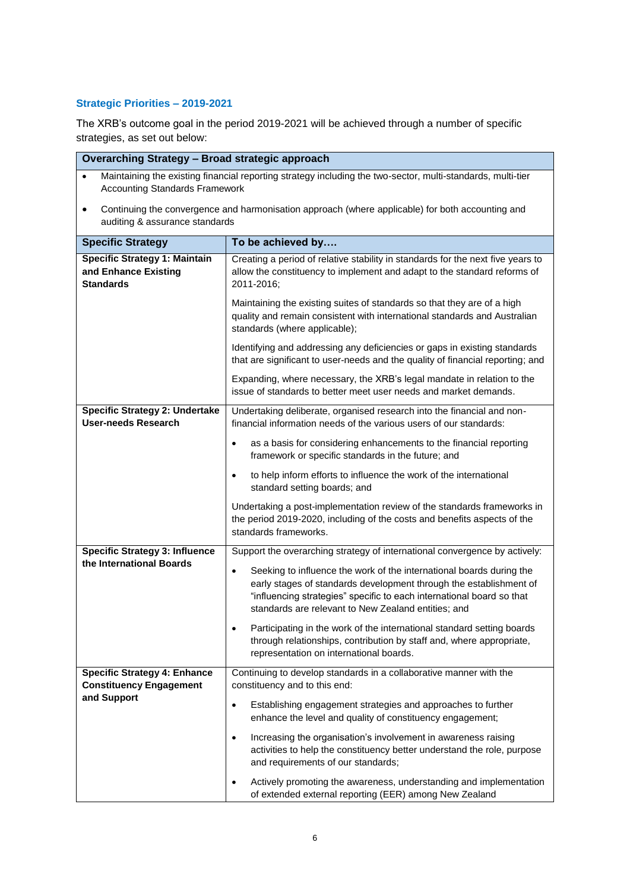### Strategic Priorities – 2019-2021

The XRB's outcome goal in the period 2019-2021 will be achieved through a number of specific strategies, as set out below:

| **Overarching Strategy – Broad strategic approach** | |
|---|---|
| • Maintaining the existing financial reporting strategy including the two-sector, multi-standards, multi-tier Accounting Standards Framework<br><br>• Continuing the convergence and harmonisation approach (where applicable) for both accounting and auditing & assurance standards | |
| **Specific Strategy** | **To be achieved by….** |
| **Specific Strategy 1: Maintain and Enhance Existing Standards** | Creating a period of relative stability in standards for the next five years to allow the constituency to implement and adapt to the standard reforms of 2011-2016;<br><br>Maintaining the existing suites of standards so that they are of a high quality and remain consistent with international standards and Australian standards (where applicable);<br><br>Identifying and addressing any deficiencies or gaps in existing standards that are significant to user-needs and the quality of financial reporting; and<br><br>Expanding, where necessary, the XRB's legal mandate in relation to the issue of standards to better meet user needs and market demands. |
| **Specific Strategy 2: Undertake User-needs Research** | Undertaking deliberate, organised research into the financial and non-financial information needs of the various users of our standards:<br><br>• as a basis for considering enhancements to the financial reporting framework or specific standards in the future; and<br><br>• to help inform efforts to influence the work of the international standard setting boards; and<br><br>Undertaking a post-implementation review of the standards frameworks in the period 2019-2020, including of the costs and benefits aspects of the standards frameworks. |
| **Specific Strategy 3: Influence the International Boards** | Support the overarching strategy of international convergence by actively:<br><br>• Seeking to influence the work of the international boards during the early stages of standards development through the establishment of "influencing strategies" specific to each international board so that standards are relevant to New Zealand entities; and<br><br>• Participating in the work of the international standard setting boards through relationships, contribution by staff and, where appropriate, representation on international boards. |
| **Specific Strategy 4: Enhance Constituency Engagement and Support** | Continuing to develop standards in a collaborative manner with the constituency and to this end:<br><br>• Establishing engagement strategies and approaches to further enhance the level and quality of constituency engagement;<br><br>• Increasing the organisation's involvement in awareness raising activities to help the constituency better understand the role, purpose and requirements of our standards;<br><br>• Actively promoting the awareness, understanding and implementation of extended external reporting (EER) among New Zealand |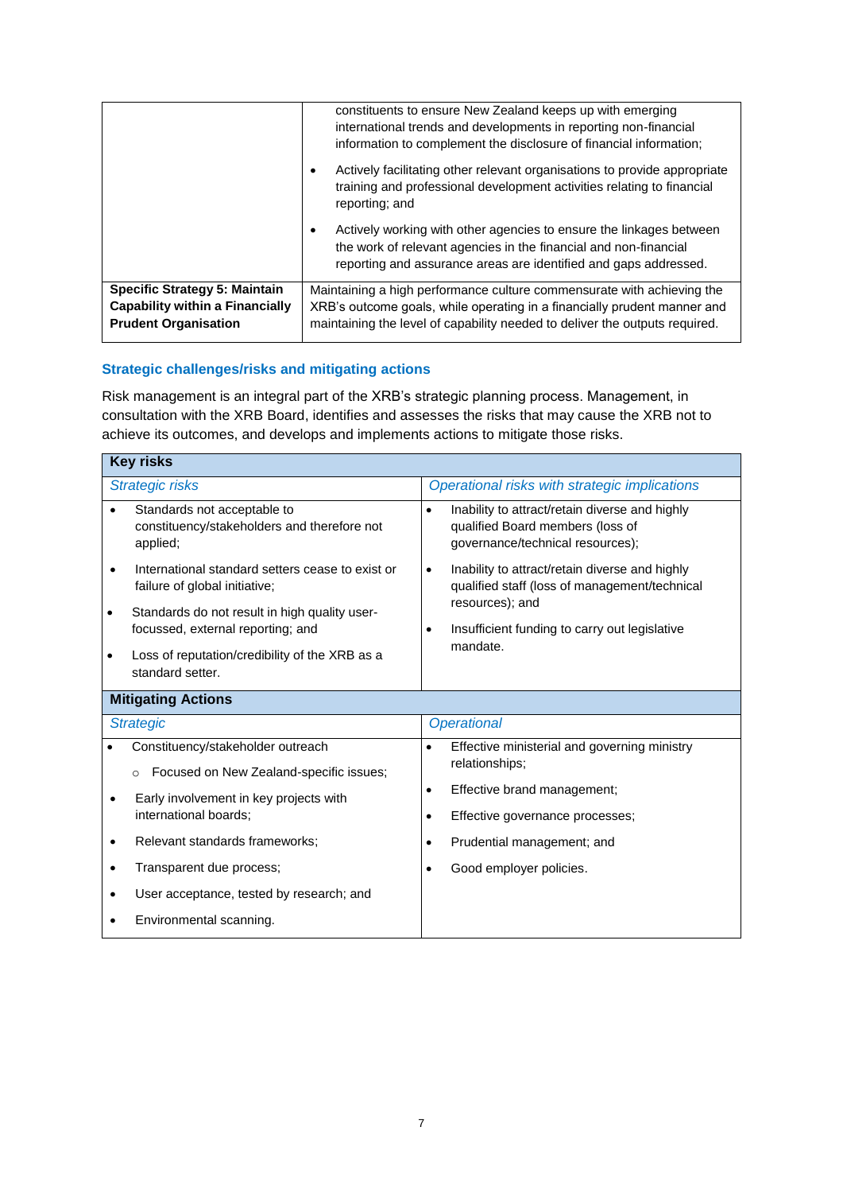| | |
|---|---|
| | constituents to ensure New Zealand keeps up with emerging international trends and developments in reporting non-financial information to complement the disclosure of financial information;<br>• Actively facilitating other relevant organisations to provide appropriate training and professional development activities relating to financial reporting; and<br>• Actively working with other agencies to ensure the linkages between the work of relevant agencies in the financial and non-financial reporting and assurance areas are identified and gaps addressed. |
| **Specific Strategy 5: Maintain Capability within a Financially Prudent Organisation** | Maintaining a high performance culture commensurate with achieving the XRB's outcome goals, while operating in a financially prudent manner and maintaining the level of capability needed to deliver the outputs required. |

## Strategic challenges/risks and mitigating actions

Risk management is an integral part of the XRB's strategic planning process. Management, in consultation with the XRB Board, identifies and assesses the risks that may cause the XRB not to achieve its outcomes, and develops and implements actions to mitigate those risks.

| **Key risks** | |
|---|---|
| *Strategic risks* | *Operational risks with strategic implications* |
| • Standards not acceptable to constituency/stakeholders and therefore not applied;<br>• International standard setters cease to exist or failure of global initiative;<br>• Standards do not result in high quality user-focussed, external reporting; and<br>• Loss of reputation/credibility of the XRB as a standard setter. | • Inability to attract/retain diverse and highly qualified Board members (loss of governance/technical resources);<br>• Inability to attract/retain diverse and highly qualified staff (loss of management/technical resources); and<br>• Insufficient funding to carry out legislative mandate. |
| **Mitigating Actions** | |
| *Strategic* | *Operational* |
| • Constituency/stakeholder outreach<br>&nbsp;&nbsp;&nbsp;&nbsp;○ Focused on New Zealand-specific issues;<br>• Early involvement in key projects with international boards;<br>• Relevant standards frameworks;<br>• Transparent due process;<br>• User acceptance, tested by research; and<br>• Environmental scanning. | • Effective ministerial and governing ministry relationships;<br>• Effective brand management;<br>• Effective governance processes;<br>• Prudential management; and<br>• Good employer policies. |